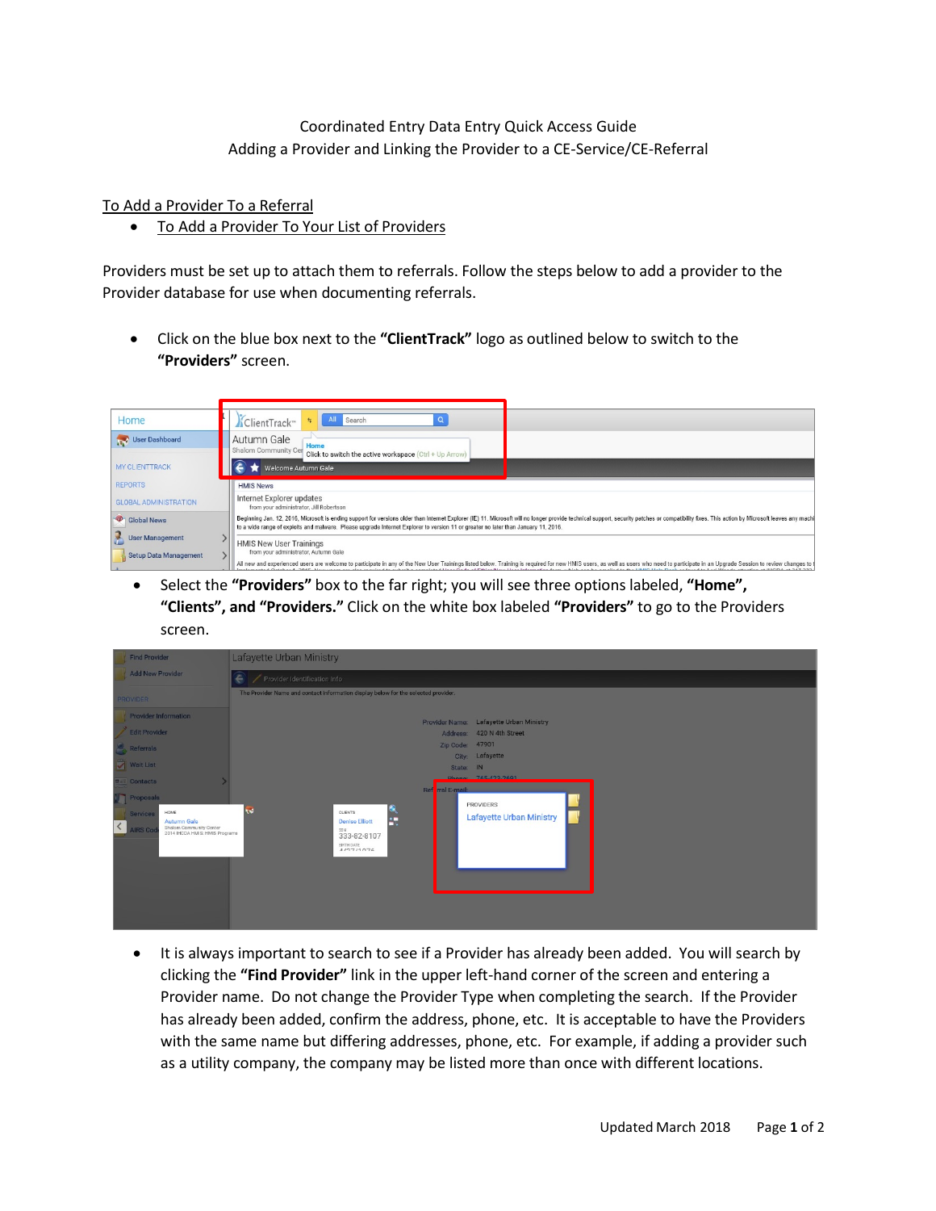Coordinated Entry Data Entry Quick Access Guide
Adding a Provider and Linking the Provider to a CE-Service/CE-Referral

To Add a Provider To a Referral

- To Add a Provider To Your List of Providers

Providers must be set up to attach them to referrals. Follow the steps below to add a provider to the Provider database for use when documenting referrals.

- Click on the blue box next to the **"ClientTrack"** logo as outlined below to switch to the **"Providers"** screen.

- Select the **"Providers"** box to the far right; you will see three options labeled, **"Home", "Clients", and "Providers."** Click on the white box labeled **"Providers"** to go to the Providers screen.

- It is always important to search to see if a Provider has already been added. You will search by clicking the **"Find Provider"** link in the upper left-hand corner of the screen and entering a Provider name. Do not change the Provider Type when completing the search. If the Provider has already been added, confirm the address, phone, etc. It is acceptable to have the Providers with the same name but differing addresses, phone, etc. For example, if adding a provider such as a utility company, the company may be listed more than once with different locations.

Updated March 2018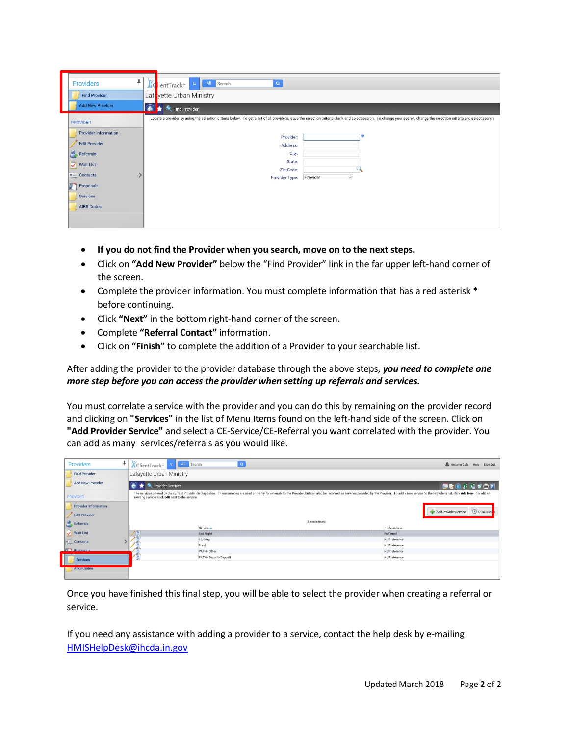- **If you do not find the Provider when you search, move on to the next steps.**
- Click on **"Add New Provider"** below the "Find Provider" link in the far upper left-hand corner of the screen.
- Complete the provider information. You must complete information that has a red asterisk * before continuing.
- Click **"Next"** in the bottom right-hand corner of the screen.
- Complete **"Referral Contact"** information.
- Click on **"Finish"** to complete the addition of a Provider to your searchable list.

After adding the provider to the provider database through the above steps, ***you need to complete one more step before you can access the provider when setting up referrals and services.***

You must correlate a service with the provider and you can do this by remaining on the provider record and clicking on **"Services"** in the list of Menu Items found on the left-hand side of the screen. Click on **"Add Provider Service"** and select a CE-Service/CE-Referral you want correlated with the provider. You can add as many services/referrals as you would like.

Once you have finished this final step, you will be able to select the provider when creating a referral or service.

If you need any assistance with adding a provider to a service, contact the help desk by e-mailing HMISHelpDesk@ihcda.in.gov

Updated March 2018